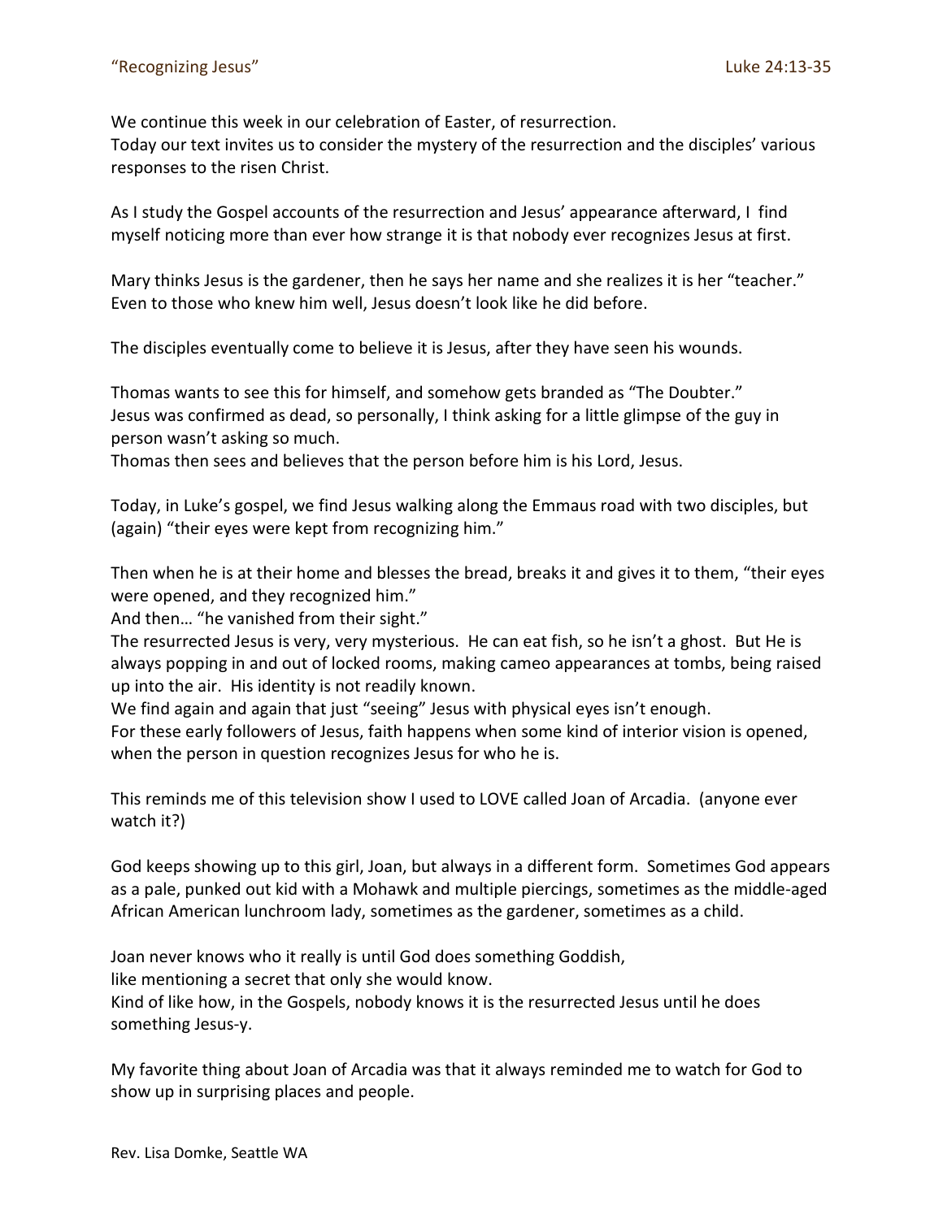# "Recognizing Jesus" — Luke 24:13-35

We continue this week in our celebration of Easter, of resurrection.
Today our text invites us to consider the mystery of the resurrection and the disciples' various responses to the risen Christ.

As I study the Gospel accounts of the resurrection and Jesus' appearance afterward, I find myself noticing more than ever how strange it is that nobody ever recognizes Jesus at first.

Mary thinks Jesus is the gardener, then he says her name and she realizes it is her "teacher."
Even to those who knew him well, Jesus doesn't look like he did before.

The disciples eventually come to believe it is Jesus, after they have seen his wounds.

Thomas wants to see this for himself, and somehow gets branded as "The Doubter."
Jesus was confirmed as dead, so personally, I think asking for a little glimpse of the guy in person wasn't asking so much.
Thomas then sees and believes that the person before him is his Lord, Jesus.

Today, in Luke's gospel, we find Jesus walking along the Emmaus road with two disciples, but (again) "their eyes were kept from recognizing him."

Then when he is at their home and blesses the bread, breaks it and gives it to them, "their eyes were opened, and they recognized him."
And then… "he vanished from their sight."
The resurrected Jesus is very, very mysterious. He can eat fish, so he isn't a ghost. But He is always popping in and out of locked rooms, making cameo appearances at tombs, being raised up into the air. His identity is not readily known.
We find again and again that just "seeing" Jesus with physical eyes isn't enough.
For these early followers of Jesus, faith happens when some kind of interior vision is opened, when the person in question recognizes Jesus for who he is.

This reminds me of this television show I used to LOVE called Joan of Arcadia. (anyone ever watch it?)

God keeps showing up to this girl, Joan, but always in a different form. Sometimes God appears as a pale, punked out kid with a Mohawk and multiple piercings, sometimes as the middle-aged African American lunchroom lady, sometimes as the gardener, sometimes as a child.

Joan never knows who it really is until God does something Goddish,
like mentioning a secret that only she would know.
Kind of like how, in the Gospels, nobody knows it is the resurrected Jesus until he does something Jesus-y.

My favorite thing about Joan of Arcadia was that it always reminded me to watch for God to show up in surprising places and people.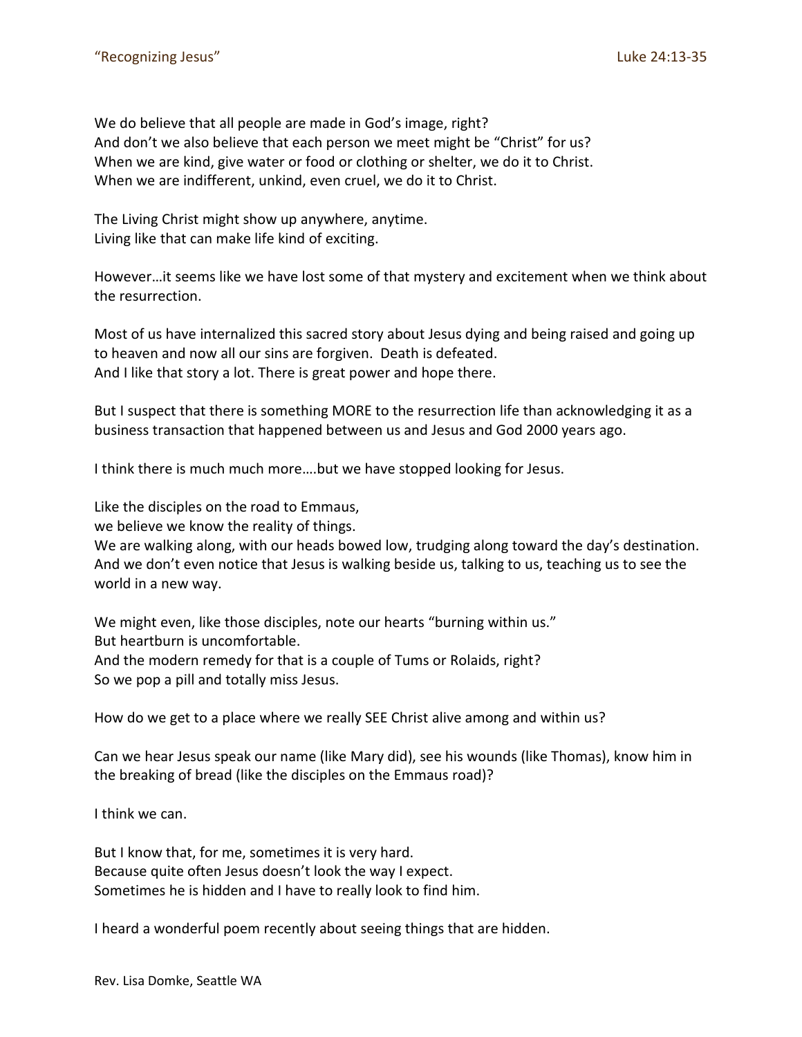We do believe that all people are made in God's image, right?
And don't we also believe that each person we meet might be "Christ" for us?
When we are kind, give water or food or clothing or shelter, we do it to Christ.
When we are indifferent, unkind, even cruel, we do it to Christ.

The Living Christ might show up anywhere, anytime.
Living like that can make life kind of exciting.

However…it seems like we have lost some of that mystery and excitement when we think about the resurrection.

Most of us have internalized this sacred story about Jesus dying and being raised and going up to heaven and now all our sins are forgiven. Death is defeated.
And I like that story a lot. There is great power and hope there.

But I suspect that there is something MORE to the resurrection life than acknowledging it as a business transaction that happened between us and Jesus and God 2000 years ago.

I think there is much much more….but we have stopped looking for Jesus.

Like the disciples on the road to Emmaus,
we believe we know the reality of things.
We are walking along, with our heads bowed low, trudging along toward the day's destination.
And we don't even notice that Jesus is walking beside us, talking to us, teaching us to see the world in a new way.

We might even, like those disciples, note our hearts "burning within us."
But heartburn is uncomfortable.
And the modern remedy for that is a couple of Tums or Rolaids, right?
So we pop a pill and totally miss Jesus.

How do we get to a place where we really SEE Christ alive among and within us?

Can we hear Jesus speak our name (like Mary did), see his wounds (like Thomas), know him in the breaking of bread (like the disciples on the Emmaus road)?

I think we can.

But I know that, for me, sometimes it is very hard.
Because quite often Jesus doesn't look the way I expect.
Sometimes he is hidden and I have to really look to find him.

I heard a wonderful poem recently about seeing things that are hidden.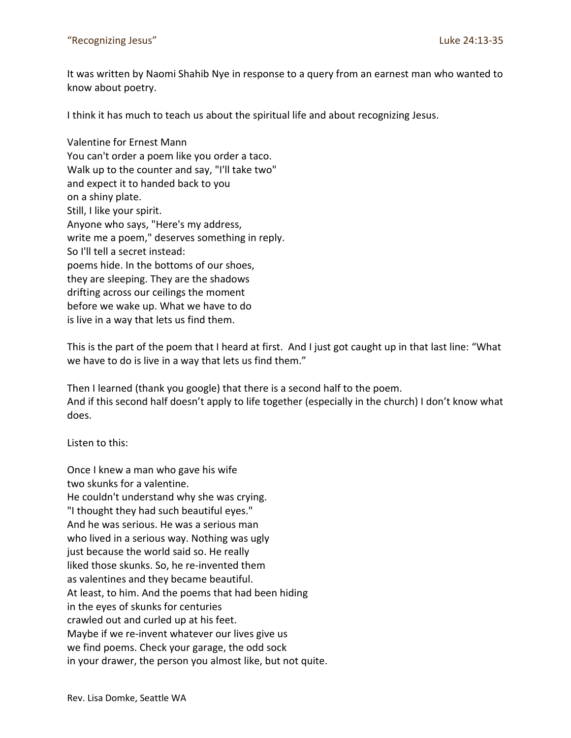It was written by Naomi Shahib Nye in response to a query from an earnest man who wanted to know about poetry.

I think it has much to teach us about the spiritual life and about recognizing Jesus.

Valentine for Ernest Mann  
You can't order a poem like you order a taco.  
Walk up to the counter and say, "I'll take two"  
and expect it to handed back to you  
on a shiny plate.  
Still, I like your spirit.  
Anyone who says, "Here's my address,  
write me a poem," deserves something in reply.  
So I'll tell a secret instead:  
poems hide. In the bottoms of our shoes,  
they are sleeping. They are the shadows  
drifting across our ceilings the moment  
before we wake up. What we have to do  
is live in a way that lets us find them.

This is the part of the poem that I heard at first. And I just got caught up in that last line: "What we have to do is live in a way that lets us find them."

Then I learned (thank you google) that there is a second half to the poem.  
And if this second half doesn't apply to life together (especially in the church) I don't know what does.

Listen to this:

Once I knew a man who gave his wife  
two skunks for a valentine.  
He couldn't understand why she was crying.  
"I thought they had such beautiful eyes."  
And he was serious. He was a serious man  
who lived in a serious way. Nothing was ugly  
just because the world said so. He really  
liked those skunks. So, he re-invented them  
as valentines and they became beautiful.  
At least, to him. And the poems that had been hiding  
in the eyes of skunks for centuries  
crawled out and curled up at his feet.  
Maybe if we re-invent whatever our lives give us  
we find poems. Check your garage, the odd sock  
in your drawer, the person you almost like, but not quite.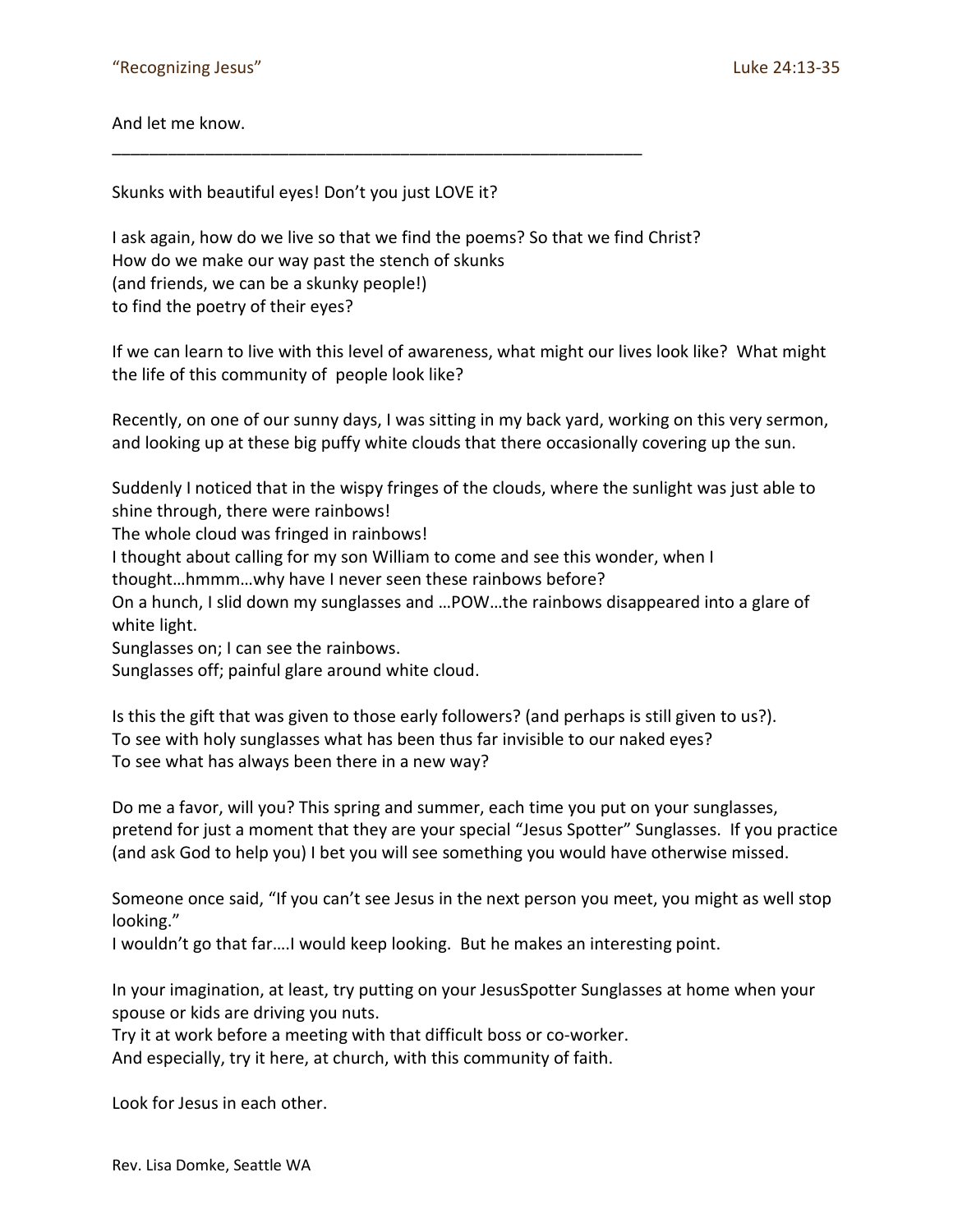And let me know.

___

Skunks with beautiful eyes! Don't you just LOVE it?

I ask again, how do we live so that we find the poems? So that we find Christ?
How do we make our way past the stench of skunks
(and friends, we can be a skunky people!)
to find the poetry of their eyes?

If we can learn to live with this level of awareness, what might our lives look like? What might the life of this community of people look like?

Recently, on one of our sunny days, I was sitting in my back yard, working on this very sermon, and looking up at these big puffy white clouds that there occasionally covering up the sun.

Suddenly I noticed that in the wispy fringes of the clouds, where the sunlight was just able to shine through, there were rainbows!
The whole cloud was fringed in rainbows!
I thought about calling for my son William to come and see this wonder, when I thought…hmmm…why have I never seen these rainbows before?
On a hunch, I slid down my sunglasses and …POW…the rainbows disappeared into a glare of white light.
Sunglasses on; I can see the rainbows.
Sunglasses off; painful glare around white cloud.

Is this the gift that was given to those early followers? (and perhaps is still given to us?).
To see with holy sunglasses what has been thus far invisible to our naked eyes?
To see what has always been there in a new way?

Do me a favor, will you? This spring and summer, each time you put on your sunglasses, pretend for just a moment that they are your special "Jesus Spotter" Sunglasses. If you practice (and ask God to help you) I bet you will see something you would have otherwise missed.

Someone once said, "If you can't see Jesus in the next person you meet, you might as well stop looking."
I wouldn't go that far….I would keep looking. But he makes an interesting point.

In your imagination, at least, try putting on your JesusSpotter Sunglasses at home when your spouse or kids are driving you nuts.
Try it at work before a meeting with that difficult boss or co-worker.
And especially, try it here, at church, with this community of faith.

Look for Jesus in each other.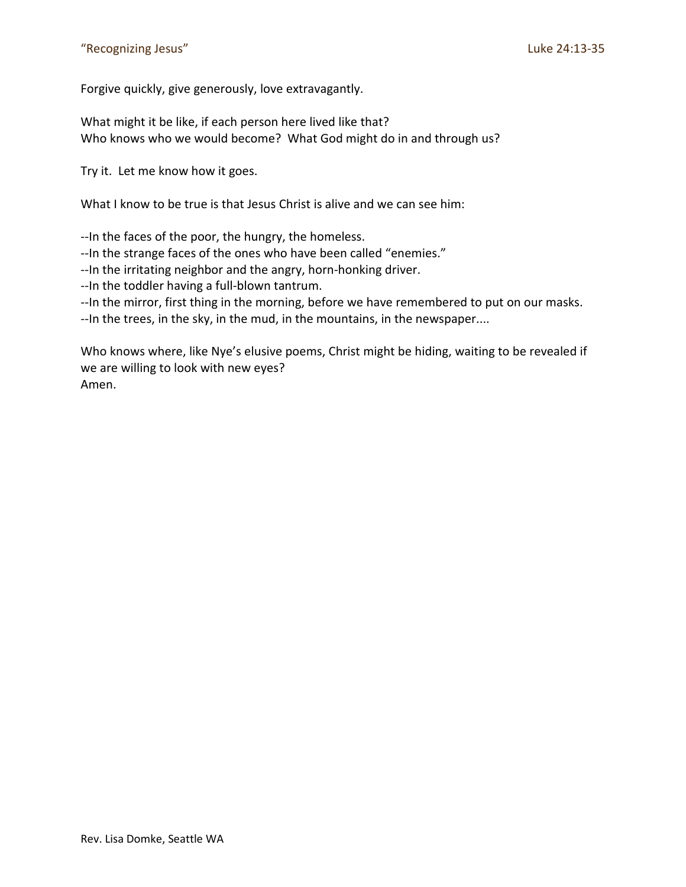Forgive quickly, give generously, love extravagantly.

What might it be like, if each person here lived like that?
Who knows who we would become? What God might do in and through us?

Try it. Let me know how it goes.

What I know to be true is that Jesus Christ is alive and we can see him:

--In the faces of the poor, the hungry, the homeless.
--In the strange faces of the ones who have been called "enemies."
--In the irritating neighbor and the angry, horn-honking driver.
--In the toddler having a full-blown tantrum.
--In the mirror, first thing in the morning, before we have remembered to put on our masks.
--In the trees, in the sky, in the mud, in the mountains, in the newspaper....

Who knows where, like Nye's elusive poems, Christ might be hiding, waiting to be revealed if we are willing to look with new eyes?
Amen.